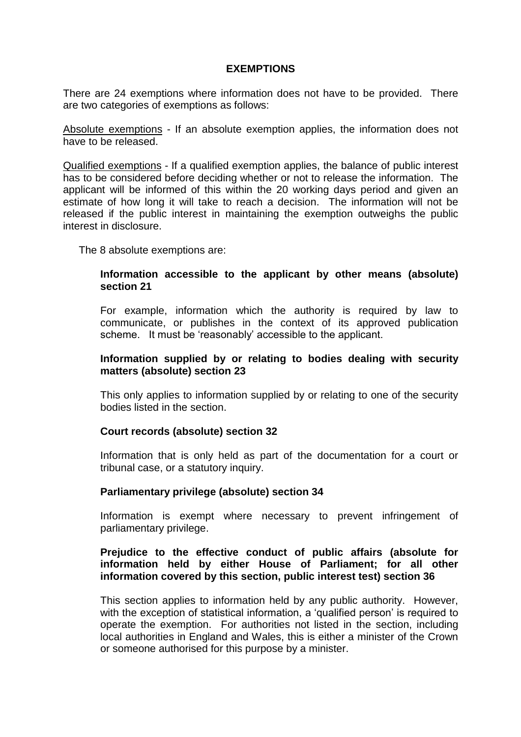# EXEMPTIONS

There are 24 exemptions where information does not have to be provided. There are two categories of exemptions as follows:

<u>Absolute exemptions</u> - If an absolute exemption applies, the information does not have to be released.

<u>Qualified exemptions</u> - If a qualified exemption applies, the balance of public interest has to be considered before deciding whether or not to release the information. The applicant will be informed of this within the 20 working days period and given an estimate of how long it will take to reach a decision. The information will not be released if the public interest in maintaining the exemption outweighs the public interest in disclosure.

The 8 absolute exemptions are:

**Information accessible to the applicant by other means (absolute) section 21**

For example, information which the authority is required by law to communicate, or publishes in the context of its approved publication scheme. It must be 'reasonably' accessible to the applicant.

**Information supplied by or relating to bodies dealing with security matters (absolute) section 23**

This only applies to information supplied by or relating to one of the security bodies listed in the section.

**Court records (absolute) section 32**

Information that is only held as part of the documentation for a court or tribunal case, or a statutory inquiry.

**Parliamentary privilege (absolute) section 34**

Information is exempt where necessary to prevent infringement of parliamentary privilege.

**Prejudice to the effective conduct of public affairs (absolute for information held by either House of Parliament; for all other information covered by this section, public interest test) section 36**

This section applies to information held by any public authority. However, with the exception of statistical information, a 'qualified person' is required to operate the exemption. For authorities not listed in the section, including local authorities in England and Wales, this is either a minister of the Crown or someone authorised for this purpose by a minister.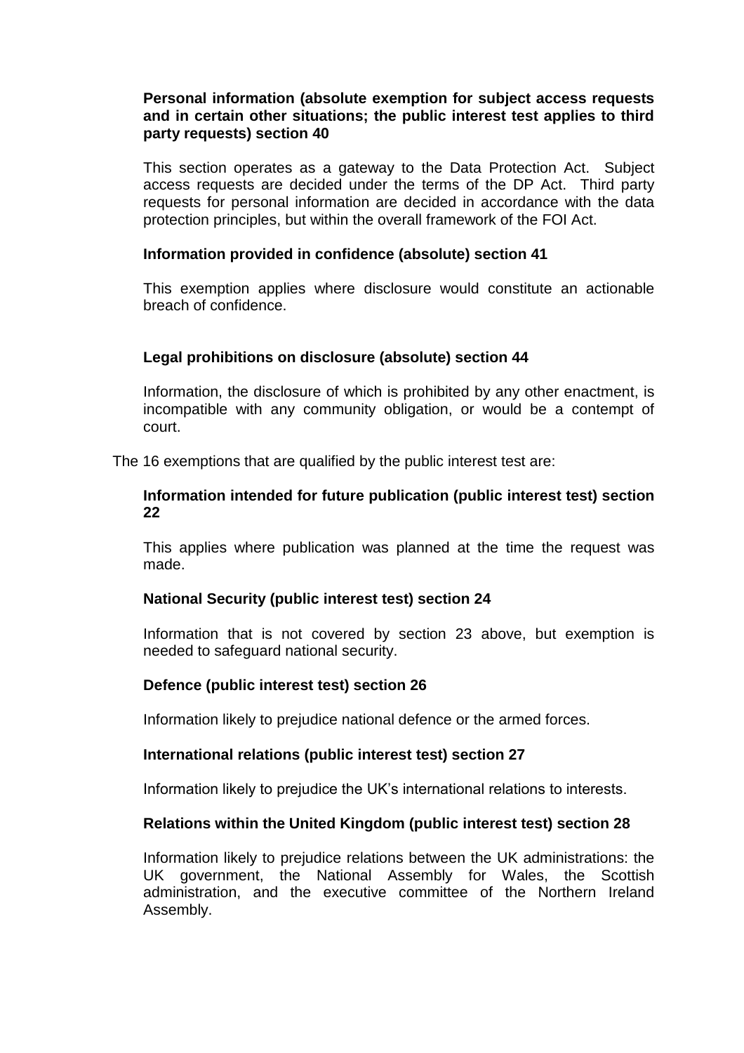**Personal information (absolute exemption for subject access requests and in certain other situations; the public interest test applies to third party requests) section 40**

This section operates as a gateway to the Data Protection Act. Subject access requests are decided under the terms of the DP Act. Third party requests for personal information are decided in accordance with the data protection principles, but within the overall framework of the FOI Act.

**Information provided in confidence (absolute) section 41**

This exemption applies where disclosure would constitute an actionable breach of confidence.

**Legal prohibitions on disclosure (absolute) section 44**

Information, the disclosure of which is prohibited by any other enactment, is incompatible with any community obligation, or would be a contempt of court.

The 16 exemptions that are qualified by the public interest test are:

**Information intended for future publication (public interest test) section 22**

This applies where publication was planned at the time the request was made.

**National Security (public interest test) section 24**

Information that is not covered by section 23 above, but exemption is needed to safeguard national security.

**Defence (public interest test) section 26**

Information likely to prejudice national defence or the armed forces.

**International relations (public interest test) section 27**

Information likely to prejudice the UK's international relations to interests.

**Relations within the United Kingdom (public interest test) section 28**

Information likely to prejudice relations between the UK administrations: the UK government, the National Assembly for Wales, the Scottish administration, and the executive committee of the Northern Ireland Assembly.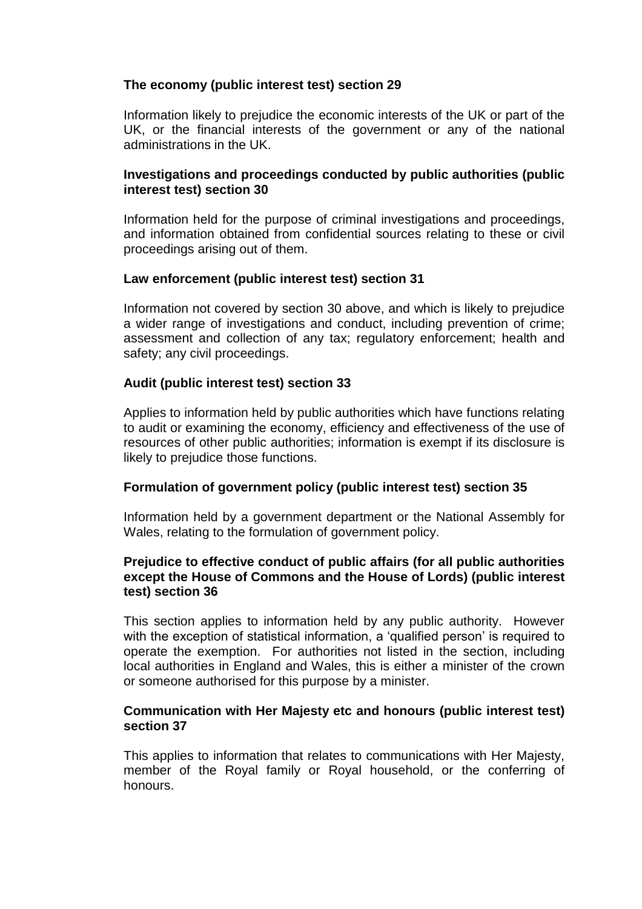**The economy (public interest test) section 29**

Information likely to prejudice the economic interests of the UK or part of the UK, or the financial interests of the government or any of the national administrations in the UK.

**Investigations and proceedings conducted by public authorities (public interest test) section 30**

Information held for the purpose of criminal investigations and proceedings, and information obtained from confidential sources relating to these or civil proceedings arising out of them.

**Law enforcement (public interest test) section 31**

Information not covered by section 30 above, and which is likely to prejudice a wider range of investigations and conduct, including prevention of crime; assessment and collection of any tax; regulatory enforcement; health and safety; any civil proceedings.

**Audit (public interest test) section 33**

Applies to information held by public authorities which have functions relating to audit or examining the economy, efficiency and effectiveness of the use of resources of other public authorities; information is exempt if its disclosure is likely to prejudice those functions.

**Formulation of government policy (public interest test) section 35**

Information held by a government department or the National Assembly for Wales, relating to the formulation of government policy.

**Prejudice to effective conduct of public affairs (for all public authorities except the House of Commons and the House of Lords) (public interest test) section 36**

This section applies to information held by any public authority. However with the exception of statistical information, a 'qualified person' is required to operate the exemption. For authorities not listed in the section, including local authorities in England and Wales, this is either a minister of the crown or someone authorised for this purpose by a minister.

**Communication with Her Majesty etc and honours (public interest test) section 37**

This applies to information that relates to communications with Her Majesty, member of the Royal family or Royal household, or the conferring of honours.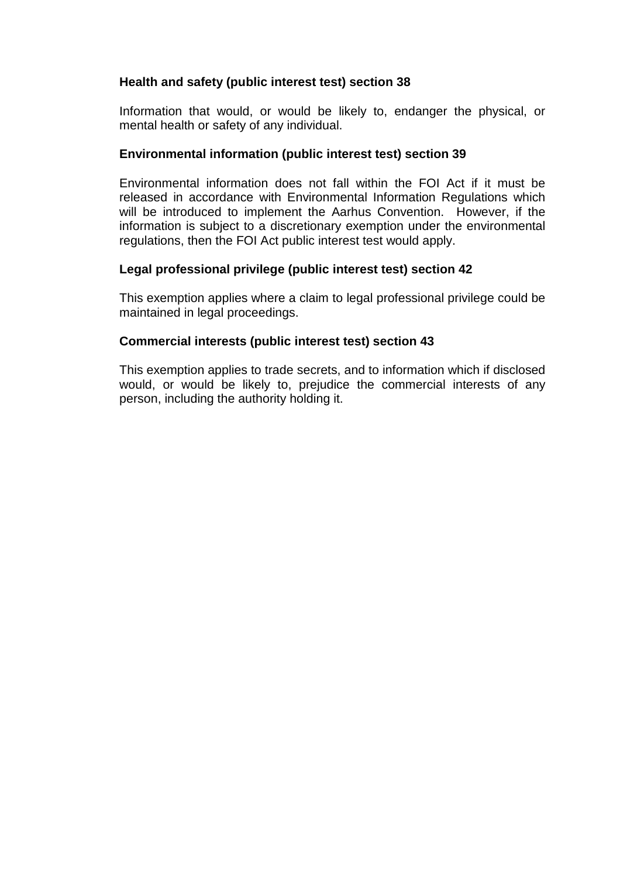**Health and safety (public interest test) section 38**

Information that would, or would be likely to, endanger the physical, or mental health or safety of any individual.

**Environmental information (public interest test) section 39**

Environmental information does not fall within the FOI Act if it must be released in accordance with Environmental Information Regulations which will be introduced to implement the Aarhus Convention. However, if the information is subject to a discretionary exemption under the environmental regulations, then the FOI Act public interest test would apply.

**Legal professional privilege (public interest test) section 42**

This exemption applies where a claim to legal professional privilege could be maintained in legal proceedings.

**Commercial interests (public interest test) section 43**

This exemption applies to trade secrets, and to information which if disclosed would, or would be likely to, prejudice the commercial interests of any person, including the authority holding it.